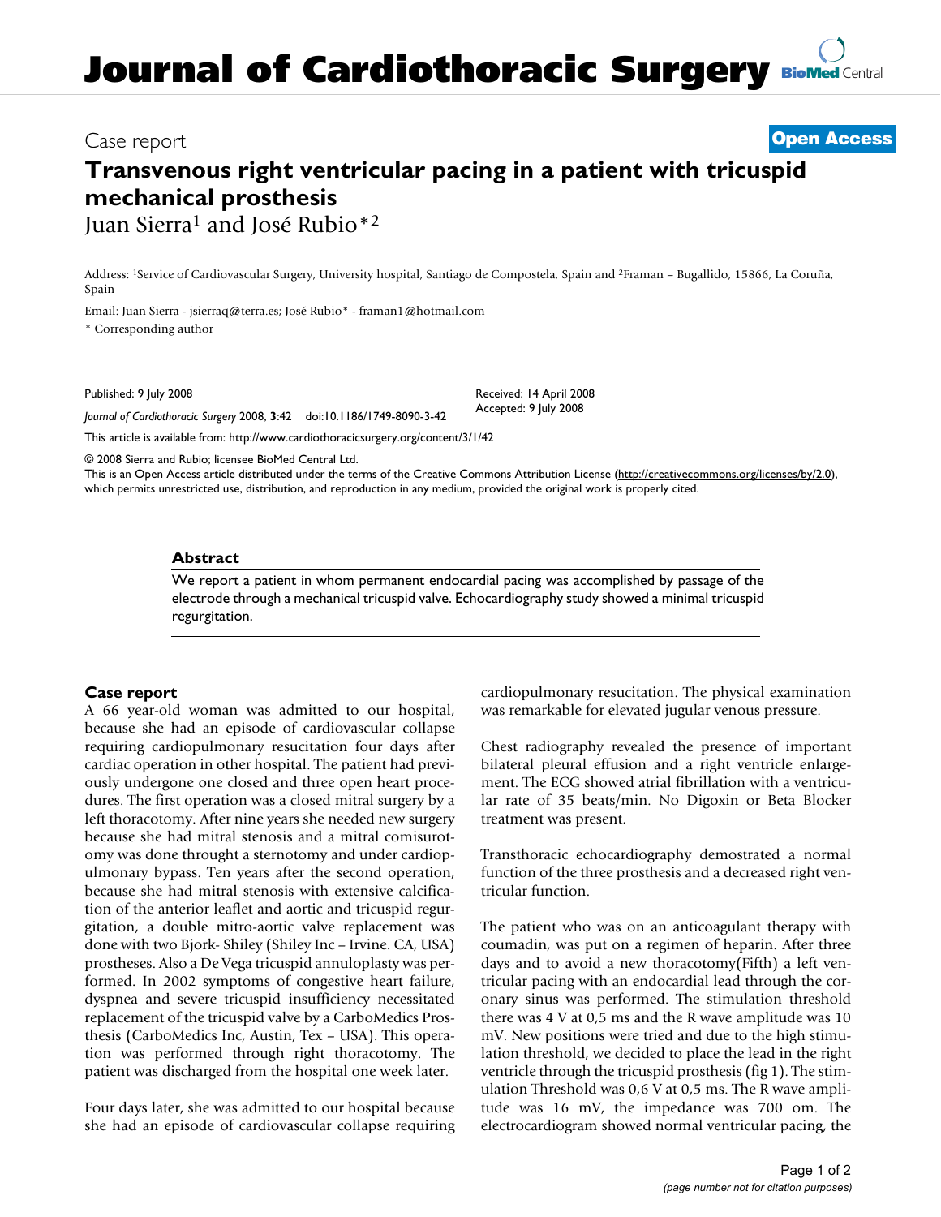# Journal of Cardiothoracic Surgery

Case report

**Open Access**

## Transvenous right ventricular pacing in a patient with tricuspid mechanical prosthesis

Juan Sierra[1] and José Rubio*[2]

Address: [1]Service of Cardiovascular Surgery, University hospital, Santiago de Compostela, Spain and [2]Framan – Bugallido, 15866, La Coruña, Spain

Email: Juan Sierra - jsierraq@terra.es; José Rubio* - framan1@hotmail.com

* Corresponding author

Published: 9 July 2008

*Journal of Cardiothoracic Surgery* 2008, **3**:42 doi:10.1186/1749-8090-3-42

Received: 14 April 2008
Accepted: 9 July 2008

This article is available from: http://www.cardiothoracicsurgery.org/content/3/1/42

© 2008 Sierra and Rubio; licensee BioMed Central Ltd.
This is an Open Access article distributed under the terms of the Creative Commons Attribution License (http://creativecommons.org/licenses/by/2.0), which permits unrestricted use, distribution, and reproduction in any medium, provided the original work is properly cited.

### Abstract

We report a patient in whom permanent endocardial pacing was accomplished by passage of the electrode through a mechanical tricuspid valve. Echocardiography study showed a minimal tricuspid regurgitation.

### Case report

A 66 year-old woman was admitted to our hospital, because she had an episode of cardiovascular collapse requiring cardiopulmonary resucitation four days after cardiac operation in other hospital. The patient had previously undergone one closed and three open heart procedures. The first operation was a closed mitral surgery by a left thoracotomy. After nine years she needed new surgery because she had mitral stenosis and a mitral comisurotomy was done throught a sternotomy and under cardiopulmonary bypass. Ten years after the second operation, because she had mitral stenosis with extensive calcification of the anterior leaflet and aortic and tricuspid regurgitation, a double mitro-aortic valve replacement was done with two Bjork- Shiley (Shiley Inc – Irvine. CA, USA) prostheses. Also a De Vega tricuspid annuloplasty was performed. In 2002 symptoms of congestive heart failure, dyspnea and severe tricuspid insufficiency necessitated replacement of the tricuspid valve by a CarboMedics Prosthesis (CarboMedics Inc, Austin, Tex – USA). This operation was performed through right thoracotomy. The patient was discharged from the hospital one week later.

Four days later, she was admitted to our hospital because she had an episode of cardiovascular collapse requiring cardiopulmonary resucitation. The physical examination was remarkable for elevated jugular venous pressure.

Chest radiography revealed the presence of important bilateral pleural effusion and a right ventricle enlargement. The ECG showed atrial fibrillation with a ventricular rate of 35 beats/min. No Digoxin or Beta Blocker treatment was present.

Transthoracic echocardiography demostrated a normal function of the three prosthesis and a decreased right ventricular function.

The patient who was on an anticoagulant therapy with coumadin, was put on a regimen of heparin. After three days and to avoid a new thoracotomy(Fifth) a left ventricular pacing with an endocardial lead through the coronary sinus was performed. The stimulation threshold there was 4 V at 0,5 ms and the R wave amplitude was 10 mV. New positions were tried and due to the high stimulation threshold, we decided to place the lead in the right ventricle through the tricuspid prosthesis (fig 1). The stimulation Threshold was 0,6 V at 0,5 ms. The R wave amplitude was 16 mV, the impedance was 700 om. The electrocardiogram showed normal ventricular pacing, the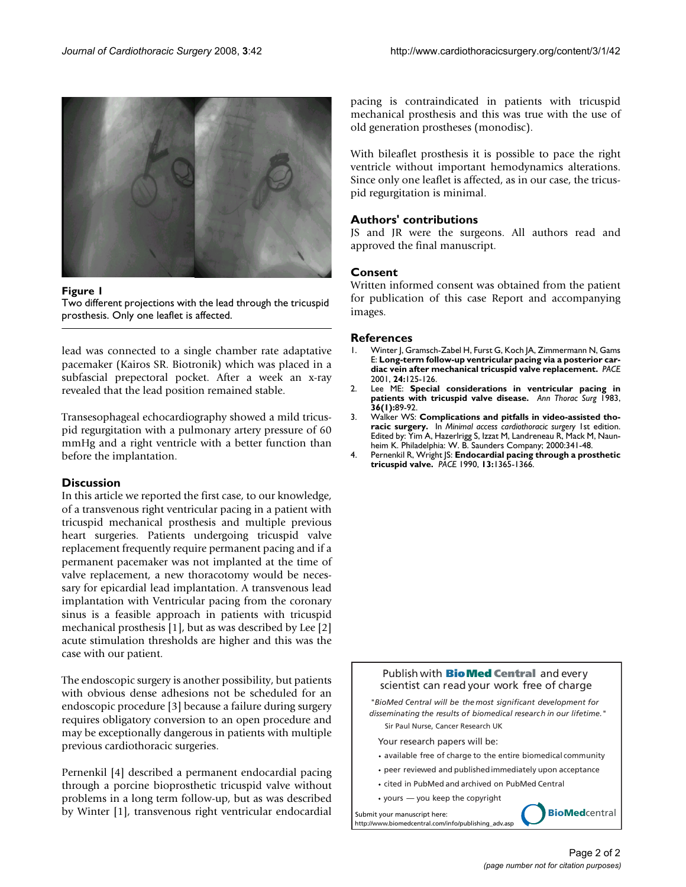**Figure 1**
Two different projections with the lead through the tricuspid prosthesis. Only one leaflet is affected.

lead was connected to a single chamber rate adaptative pacemaker (Kairos SR. Biotronik) which was placed in a subfascial prepectoral pocket. After a week an x-ray revealed that the lead position remained stable.

Transesophageal echocardiography showed a mild tricuspid regurgitation with a pulmonary artery pressure of 60 mmHg and a right ventricle with a better function than before the implantation.

## Discussion

In this article we reported the first case, to our knowledge, of a transvenous right ventricular pacing in a patient with tricuspid mechanical prosthesis and multiple previous heart surgeries. Patients undergoing tricuspid valve replacement frequently require permanent pacing and if a permanent pacemaker was not implanted at the time of valve replacement, a new thoracotomy would be necessary for epicardial lead implantation. A transvenous lead implantation with Ventricular pacing from the coronary sinus is a feasible approach in patients with tricuspid mechanical prosthesis [1], but as was described by Lee [2] acute stimulation thresholds are higher and this was the case with our patient.

The endoscopic surgery is another possibility, but patients with obvious dense adhesions not be scheduled for an endoscopic procedure [3] because a failure during surgery requires obligatory conversion to an open procedure and may be exceptionally dangerous in patients with multiple previous cardiothoracic surgeries.

Pernenkil [4] described a permanent endocardial pacing through a porcine bioprosthetic tricuspid valve without problems in a long term follow-up, but as was described by Winter [1], transvenous right ventricular endocardial pacing is contraindicated in patients with tricuspid mechanical prosthesis and this was true with the use of old generation prostheses (monodisc).

With bileaflet prosthesis it is possible to pace the right ventricle without important hemodynamics alterations. Since only one leaflet is affected, as in our case, the tricuspid regurgitation is minimal.

## Authors' contributions

JS and JR were the surgeons. All authors read and approved the final manuscript.

## Consent

Written informed consent was obtained from the patient for publication of this case Report and accompanying images.

## References

1. Winter J, Gramsch-Zabel H, Furst G, Koch JA, Zimmermann N, Gams E: **Long-term follow-up ventricular pacing via a posterior cardiac vein after mechanical tricuspid valve replacement.** *PACE* 2001, **24:**125-126.
2. Lee ME: **Special considerations in ventricular pacing in patients with tricuspid valve disease.** *Ann Thorac Surg* 1983, **36(1):**89-92.
3. Walker WS: **Complications and pitfalls in video-assisted thoracic surgery.** In *Minimal access cardiothoracic surgery* 1st edition. Edited by: Yim A, Hazerlrigg S, Izzat M, Landreneau R, Mack M, Naunheim K. Philadelphia: W. B. Saunders Company; 2000:341-48.
4. Pernenkil R, Wright JS: **Endocardial pacing through a prosthetic tricuspid valve.** *PACE* 1990, **13:**1365-1366.

Publish with **BioMed Central** and every scientist can read your work free of charge

*"BioMed Central will be the most significant development for disseminating the results of biomedical research in our lifetime."*
Sir Paul Nurse, Cancer Research UK

Your research papers will be:

- available free of charge to the entire biomedical community
- peer reviewed and published immediately upon acceptance
- cited in PubMed and archived on PubMed Central
- yours — you keep the copyright

Submit your manuscript here:
http://www.biomedcentral.com/info/publishing_adv.asp

BioMedcentral